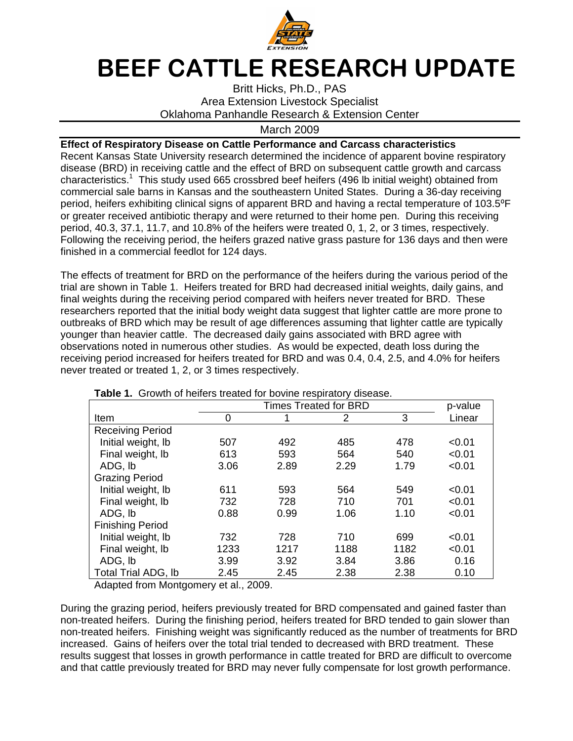# BEEF CATTLE RESEARCH UPDATE

Britt Hicks, Ph.D., PAS
Area Extension Livestock Specialist
Oklahoma Panhandle Research & Extension Center

March 2009

**Effect of Respiratory Disease on Cattle Performance and Carcass characteristics**

Recent Kansas State University research determined the incidence of apparent bovine respiratory disease (BRD) in receiving cattle and the effect of BRD on subsequent cattle growth and carcass characteristics.[1] This study used 665 crossbred beef heifers (496 lb initial weight) obtained from commercial sale barns in Kansas and the southeastern United States. During a 36-day receiving period, heifers exhibiting clinical signs of apparent BRD and having a rectal temperature of 103.5ºF or greater received antibiotic therapy and were returned to their home pen. During this receiving period, 40.3, 37.1, 11.7, and 10.8% of the heifers were treated 0, 1, 2, or 3 times, respectively. Following the receiving period, the heifers grazed native grass pasture for 136 days and then were finished in a commercial feedlot for 124 days.

The effects of treatment for BRD on the performance of the heifers during the various period of the trial are shown in Table 1. Heifers treated for BRD had decreased initial weights, daily gains, and final weights during the receiving period compared with heifers never treated for BRD. These researchers reported that the initial body weight data suggest that lighter cattle are more prone to outbreaks of BRD which may be result of age differences assuming that lighter cattle are typically younger than heavier cattle. The decreased daily gains associated with BRD agree with observations noted in numerous other studies. As would be expected, death loss during the receiving period increased for heifers treated for BRD and was 0.4, 0.4, 2.5, and 4.0% for heifers never treated or treated 1, 2, or 3 times respectively.

**Table 1.** Growth of heifers treated for bovine respiratory disease.

| | Times Treated for BRD | | | | p-value |
|---|---|---|---|---|---|
| Item | 0 | 1 | 2 | 3 | Linear |
| Receiving Period | | | | | |
| Initial weight, lb | 507 | 492 | 485 | 478 | <0.01 |
| Final weight, lb | 613 | 593 | 564 | 540 | <0.01 |
| ADG, lb | 3.06 | 2.89 | 2.29 | 1.79 | <0.01 |
| Grazing Period | | | | | |
| Initial weight, lb | 611 | 593 | 564 | 549 | <0.01 |
| Final weight, lb | 732 | 728 | 710 | 701 | <0.01 |
| ADG, lb | 0.88 | 0.99 | 1.06 | 1.10 | <0.01 |
| Finishing Period | | | | | |
| Initial weight, lb | 732 | 728 | 710 | 699 | <0.01 |
| Final weight, lb | 1233 | 1217 | 1188 | 1182 | <0.01 |
| ADG, lb | 3.99 | 3.92 | 3.84 | 3.86 | 0.16 |
| Total Trial ADG, lb | 2.45 | 2.45 | 2.38 | 2.38 | 0.10 |

Adapted from Montgomery et al., 2009.

During the grazing period, heifers previously treated for BRD compensated and gained faster than non-treated heifers. During the finishing period, heifers treated for BRD tended to gain slower than non-treated heifers. Finishing weight was significantly reduced as the number of treatments for BRD increased. Gains of heifers over the total trial tended to decreased with BRD treatment. These results suggest that losses in growth performance in cattle treated for BRD are difficult to overcome and that cattle previously treated for BRD may never fully compensate for lost growth performance.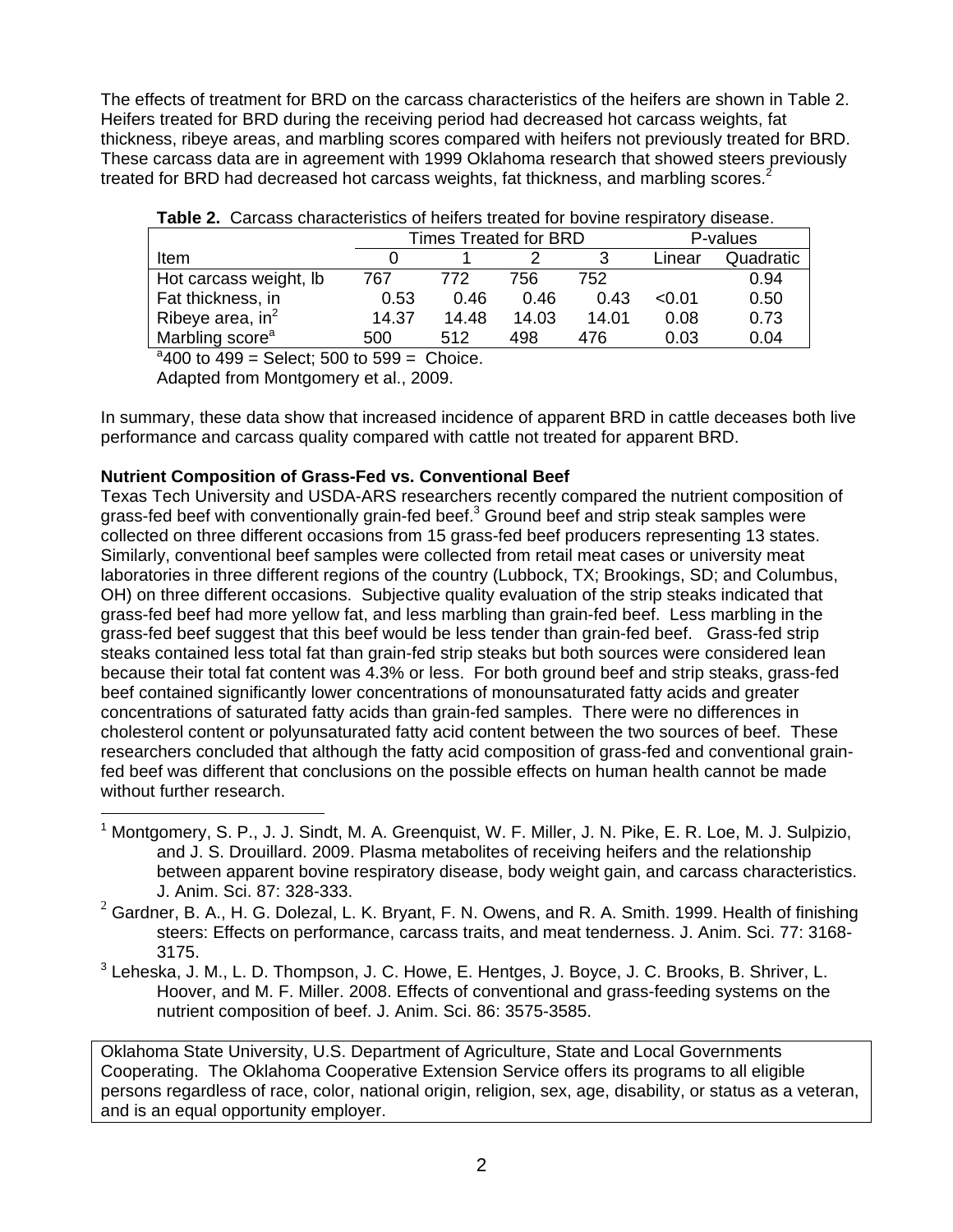The effects of treatment for BRD on the carcass characteristics of the heifers are shown in Table 2. Heifers treated for BRD during the receiving period had decreased hot carcass weights, fat thickness, ribeye areas, and marbling scores compared with heifers not previously treated for BRD. These carcass data are in agreement with 1999 Oklahoma research that showed steers previously treated for BRD had decreased hot carcass weights, fat thickness, and marbling scores.[2]

**Table 2.** Carcass characteristics of heifers treated for bovine respiratory disease.

| | Times Treated for BRD | | | | P-values | |
|---|---|---|---|---|---|---|
| Item | 0 | 1 | 2 | 3 | Linear | Quadratic |
| Hot carcass weight, lb | 767 | 772 | 756 | 752 | | 0.94 |
| Fat thickness, in | 0.53 | 0.46 | 0.46 | 0.43 | <0.01 | 0.50 |
| Ribeye area, $in^2$ | 14.37 | 14.48 | 14.03 | 14.01 | 0.08 | 0.73 |
| Marbling score[a] | 500 | 512 | 498 | 476 | 0.03 | 0.04 |

[a]400 to 499 = Select; 500 to 599 = Choice.

Adapted from Montgomery et al., 2009.

In summary, these data show that increased incidence of apparent BRD in cattle deceases both live performance and carcass quality compared with cattle not treated for apparent BRD.

**Nutrient Composition of Grass-Fed vs. Conventional Beef**

Texas Tech University and USDA-ARS researchers recently compared the nutrient composition of grass-fed beef with conventionally grain-fed beef.[3] Ground beef and strip steak samples were collected on three different occasions from 15 grass-fed beef producers representing 13 states. Similarly, conventional beef samples were collected from retail meat cases or university meat laboratories in three different regions of the country (Lubbock, TX; Brookings, SD; and Columbus, OH) on three different occasions. Subjective quality evaluation of the strip steaks indicated that grass-fed beef had more yellow fat, and less marbling than grain-fed beef. Less marbling in the grass-fed beef suggest that this beef would be less tender than grain-fed beef. Grass-fed strip steaks contained less total fat than grain-fed strip steaks but both sources were considered lean because their total fat content was 4.3% or less. For both ground beef and strip steaks, grass-fed beef contained significantly lower concentrations of monounsaturated fatty acids and greater concentrations of saturated fatty acids than grain-fed samples. There were no differences in cholesterol content or polyunsaturated fatty acid content between the two sources of beef. These researchers concluded that although the fatty acid composition of grass-fed and conventional grain-fed beef was different that conclusions on the possible effects on human health cannot be made without further research.

[1] Montgomery, S. P., J. J. Sindt, M. A. Greenquist, W. F. Miller, J. N. Pike, E. R. Loe, M. J. Sulpizio, and J. S. Drouillard. 2009. Plasma metabolites of receiving heifers and the relationship between apparent bovine respiratory disease, body weight gain, and carcass characteristics. J. Anim. Sci. 87: 328-333.

[2] Gardner, B. A., H. G. Dolezal, L. K. Bryant, F. N. Owens, and R. A. Smith. 1999. Health of finishing steers: Effects on performance, carcass traits, and meat tenderness. J. Anim. Sci. 77: 3168-3175.

[3] Leheska, J. M., L. D. Thompson, J. C. Howe, E. Hentges, J. Boyce, J. C. Brooks, B. Shriver, L. Hoover, and M. F. Miller. 2008. Effects of conventional and grass-feeding systems on the nutrient composition of beef. J. Anim. Sci. 86: 3575-3585.

Oklahoma State University, U.S. Department of Agriculture, State and Local Governments Cooperating. The Oklahoma Cooperative Extension Service offers its programs to all eligible persons regardless of race, color, national origin, religion, sex, age, disability, or status as a veteran, and is an equal opportunity employer.